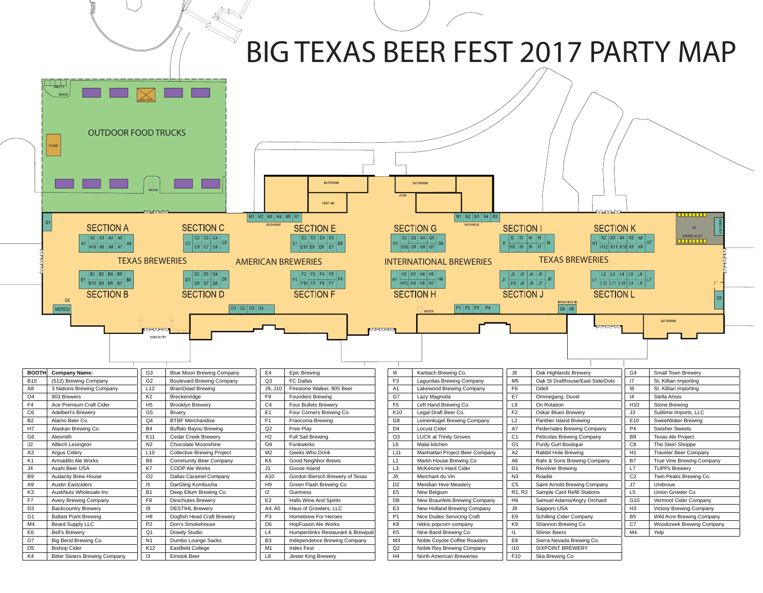# BIG TEXAS BEER FEST 2017 PARTY MAP

OUTDOOR FOOD TRUCKS

SECTION A · SECTION B · SECTION C · SECTION D — TEXAS BREWERIES

SECTION E · SECTION F — AMERICAN BREWERIES

SECTION G · SECTION H — INTERNATIONAL BREWERIES

SECTION I · SECTION J · SECTION K · SECTION L — TEXAS BREWERIES

| BOOTH | Company Name: |
|---|---|
| B10 | (512) Brewing Company |
| A8 | 3 Nations Brewing Company |
| O4 | 903 Brewers |
| F4 | Ace Premium Craft Cider |
| C6 | Adelbert's Brewery |
| B2 | Alamo Beer Co. |
| H7 | Alaskan Brewing Co. |
| G6 | Alesmith |
| J2 | Alltech Lexington |
| A3 | Argus Cidery |
| K1 | Armadillo Ale Works |
| J4 | Asahi Beer USA |
| B9 | Audacity Brew House |
| A9 | Austin Eastciders |
| K3 | AustiNuts Wholesale Inc |
| F7 | Avery Brewing Company |
| D3 | Backcountry Brewery |
| G1 | Ballast Point Brewing |
| M4 | Beard Supply LLC |
| E6 | Bell's Brewery |
| D7 | Big Bend Brewing Co. |
| D5 | Bishop Cider |
| K4 | Bitter Sisters Brewing Company |
| G3 | Blue Moon Brewing Company |
| G2 | Boulevard Brewing Company |
| L12 | BrainDead Brewing |
| K2 | Breckenridge |
| H5 | Brooklyn Brewery |
| G5 | Bruery |
| Q4 | BTBF Merchandise |
| B4 | Buffalo Bayou Brewing |
| K11 | Cedar Creek Brewery |
| N2 | Chocolate Moonshine |
| L10 | Collective Brewing Project |
| B6 | Community Beer Company |
| K7 | COOP Ale Works |
| O2 | Dallas Caramel Company |
| I5 | DarGling Kombucha |
| B1 | Deep Ellum Brewing Co. |
| F8 | Deschutes Brewery |
| I9 | DESTIHL Brewery |
| H8 | Dogfish Head Craft Brewery |
| P2 | Don's Smokehouse |
| Q1 | Dowdy Studio |
| N1 | Dumbo Lounge Sacks |
| K12 | Eastfield College |
| I3 | Einstok Beer |
| E4 | Epic Brewing |
| Q3 | FC Dallas |
| J9, J10 | Firestone Walker, 805 Beer |
| F9 | Founders Brewing |
| C4 | Four Bullets Brewery |
| E1 | Four Corners Brewing Co. |
| F1 | Franconia Brewing |
| Q2 | Free Play |
| H2 | Full Sail Brewing |
| G9 | Funkwerks |
| M2 | Geeks Who Drink |
| K6 | Good Neighbor Brews |
| J1 | Goose Island |
| A10 | Gordon Biersch Brewery of Texas |
| H9 | Green Flash Brewing Co |
| I2 | Guinness |
| E2 | Halls Wine And Spirits |
| A4, A5 | Haus of Growlers, LLC |
| P3 | Homebrew For Heroes |
| D6 | HopFusion Ale Works |
| L4 | Humperdinks Restaurant & Brewpub |
| B3 | Independence Brewing Company |
| M1 | Index Fest |
| L8 | Jester King Brewery |
| I6 | Karbach Brewing Co. |
| F3 | Lagunitas Brewing Company |
| A1 | Lakewood Brewing Company |
| G7 | Lazy Magnolia |
| F5 | Left Hand Brewing Co. |
| K10 | Legal Draft Beer Co. |
| G8 | Leinenkugel Brewing Company |
| D4 | Locust Cider |
| O3 | LUCK at Trinity Groves |
| L6 | Malai kitchen |
| L11 | Manhattan Project Beer Company |
| L1 | Martin House Brewing Co |
| L3 | McKenzie's Hard Cider |
| J5 | Merchant du Vin |
| D2 | Meridian Hive Meadery |
| E5 | New Belgium |
| D8 | New Braunfels Brewing Company |
| E3 | New Holland Brewing Company |
| P1 | Nice Dudes Servicing Craft |
| K8 | nikkis popcorn company |
| K5 | Nine Band Brewing Co. |
| M3 | Noble Coyote Coffee Roasters |
| Q2 | Noble Rey Brewing Company |
| H4 | North American Breweries |
| J6 | Oak Highlands Brewery |
| M5 | Oak St Drafthouse/East Side/Dots |
| F6 | Odell |
| E7 | Ommegang, Duvel |
| L9 | On Rotation |
| F2 | Oskar Blues Brewery |
| L2 | Panther Island Brewing |
| A7 | Pedernales Brewing Company |
| C1 | Peticolas Brewing Company |
| O1 | Purdy Gurl Boutique |
| A2 | Rabbit Hole Brewing |
| A6 | Rahr & Sons Brewing Company |
| D1 | Revolver Brewing |
| N3 | Roadie |
| C5 | Saint Arnold Brewing Company |
| R1, R2 | Sample Card Refill Stations |
| H6 | Samuel Adams/Angry Orchard |
| J8 | Sapporo USA |
| E9 | Schilling Cider Company |
| K9 | Shannon Brewing Co |
| I1 | Shiner Beers |
| E8 | Sierra Nevada Brewing Co. |
| I10 | SIXPOINT BREWERY |
| F10 | Ska Brewing Co |
| G4 | Small Town Brewery |
| I7 | St. Killian Importing |
| I8 | St. Killian Importing |
| I4 | Stella Artois |
| H10 | Stone Brewing |
| J3 | Sublime Imports, LLC |
| E10 | SweetWater Brewing |
| P4 | Swisher Sweets |
| B8 | Texas Ale Project |
| C8 | The Stein Shoppe |
| H1 | Traveler Beer Company |
| B7 | True Vine Brewing Company |
| L7 | TUPPs Brewery |
| C2 | Twin Peaks Brewing Co. |
| J7 | Unibroue |
| L5 | Union Growler Co |
| G10 | Vermont Cider Company |
| H3 | Victory Brewing Company |
| B5 | Wild Acre Brewing Company |
| C7 | Woodcreek Brewing Company |
| M4 | Yelp |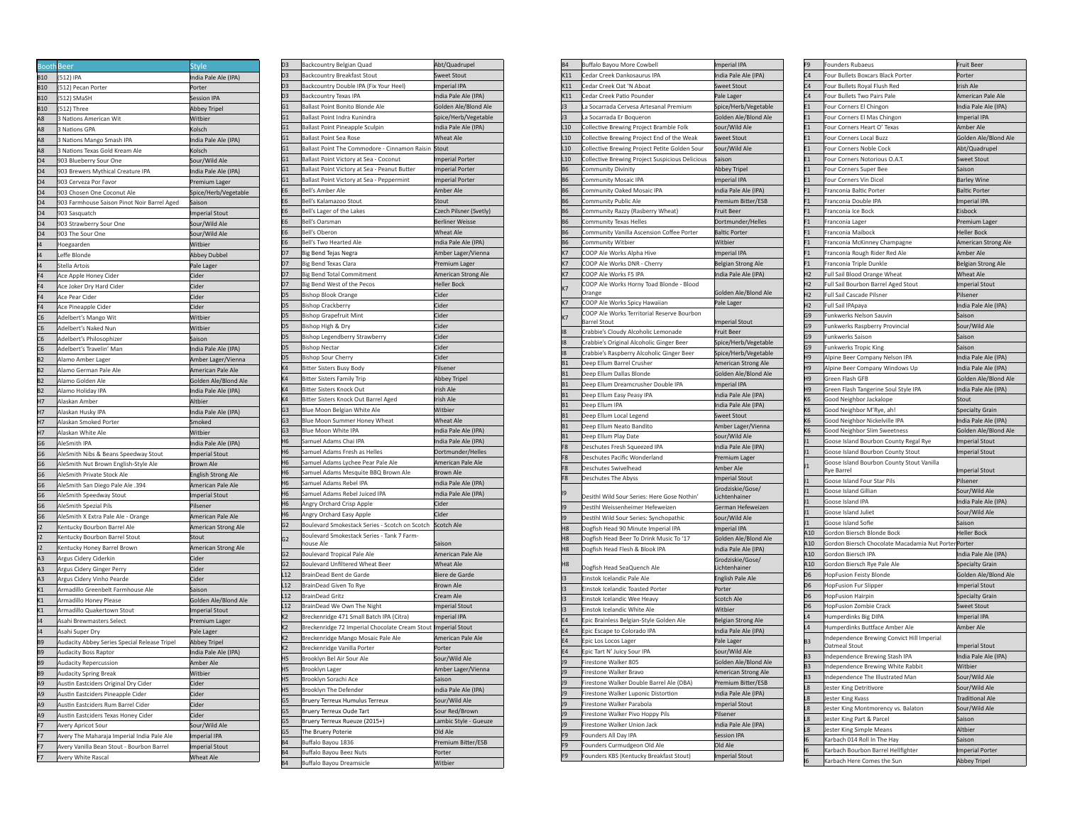| Booth | Beer | Style |
|---|---|---|
| B10 | (512) IPA | India Pale Ale (IPA) |
| B10 | (512) Pecan Porter | Porter |
| B10 | (512) SMaSH | Session IPA |
| B10 | (512) Three | Abbey Tripel |
| A8 | 3 Nations American Wit | Witbier |
| A8 | 3 Nations GPA | Kolsch |
| A8 | 3 Nations Mango Smash IPA | India Pale Ale (IPA) |
| A8 | 3 Nations Texas Gold Kream Ale | Kolsch |
| O4 | 903 Blueberry Sour One | Sour/Wild Ale |
| O4 | 903 Brewers Mythical Creature IPA | India Pale Ale (IPA) |
| O4 | 903 Cerveza Por Favor | Premium Lager |
| O4 | 903 Chosen One Coconut Ale | Spice/Herb/Vegetable |
| O4 | 903 Farmhouse Saison Pinot Noir Barrel Aged | Saison |
| O4 | 903 Sasquatch | Imperial Stout |
| O4 | 903 Strawberry Sour One | Sour/Wild Ale |
| O4 | 903 The Sour One | Sour/Wild Ale |
| I4 | Hoegaarden | Witbier |
| I4 | Leffe Blonde | Abbey Dubbel |
| I4 | Stella Artois | Pale Lager |
| F4 | Ace Apple Honey Cider | Cider |
| F4 | Ace Joker Dry Hard Cider | Cider |
| F4 | Ace Pear Cider | Cider |
| F4 | Ace Pineapple Cider | Cider |
| C6 | Adelbert's Mango Wit | Witbier |
| C6 | Adelbert's Naked Nun | Witbier |
| C6 | Adelbert's Philosophizer | Saison |
| C6 | Adelbert's Travelin' Man | India Pale Ale (IPA) |
| B2 | Alamo Amber Lager | Amber Lager/Vienna |
| B2 | Alamo German Pale Ale | American Pale Ale |
| B2 | Alamo Golden Ale | Golden Ale/Blond Ale |
| B2 | Alamo Holiday IPA | India Pale Ale (IPA) |
| H7 | Alaskan Amber | Altbier |
| H7 | Alaskan Husky IPA | India Pale Ale (IPA) |
| H7 | Alaskan Smoked Porter | Smoked |
| H7 | Alaskan White Ale | Witbier |
| G6 | AleSmith IPA | India Pale Ale (IPA) |
| G6 | AleSmith Nibs & Beans Speedway Stout | Imperial Stout |
| G6 | AleSmith Nut Brown English-Style Ale | Brown Ale |
| G6 | AleSmith Private Stock Ale | English Strong Ale |
| G6 | AleSmith San Diego Pale Ale .394 | American Pale Ale |
| G6 | AleSmith Speedway Stout | Imperial Stout |
| G6 | AleSmith Spezial Pils | Pilsener |
| G6 | AleSmith X Extra Pale Ale - Orange | American Pale Ale |
| J2 | Kentucky Bourbon Barrel Ale | American Strong Ale |
| J2 | Kentucky Bourbon Barrel Stout | Stout |
| J2 | Kentucky Honey Barrel Brown | American Strong Ale |
| A3 | Argus Cidery Ciderkin | Cider |
| A3 | Argus Cidery Ginger Perry | Cider |
| A3 | Argus Cidery Vinho Pearde | Cider |
| K1 | Armadillo Greenbelt Farmhouse Ale | Saison |
| K1 | Armadillo Honey Please | Golden Ale/Blond Ale |
| K1 | Armadillo Quakertown Stout | Imperial Stout |
| J4 | Asahi Brewmasters Select | Premium Lager |
| J4 | Asahi Super Dry | Pale Lager |
| B9 | Audacity Abbey Series Special Release Tripel | Abbey Tripel |
| B9 | Audacity Boss Raptor | India Pale Ale (IPA) |
| B9 | Audacity Repercussion | Amber Ale |
| B9 | Audacity Spring Break | Witbier |
| A9 | Austin Eastciders Original Dry Cider | Cider |
| A9 | Austin Eastciders Pineapple Cider | Cider |
| A9 | Austin Eastciders Rum Barrel Cider | Cider |
| A9 | Austin Eastciders Texas Honey Cider | Cider |
| F7 | Avery Apricot Sour | Sour/Wild Ale |
| F7 | Avery The Maharaja Imperial India Pale Ale | Imperial IPA |
| F7 | Avery Vanilla Bean Stout - Bourbon Barrel | Imperial Stout |
| F7 | Avery White Rascal | Wheat Ale |
| D3 | Backcountry Belgian Quad | Abt/Quadrupel |
| D3 | Backcountry Breakfast Stout | Sweet Stout |
| D3 | Backcountry Double IPA (Fix Your Heel) | Imperial IPA |
| D3 | Backcountry Texas IPA | India Pale Ale (IPA) |
| G1 | Ballast Point Bonito Blonde Ale | Golden Ale/Blond Ale |
| G1 | Ballast Point Indra Kunindra | Spice/Herb/Vegetable |
| G1 | Ballast Point Pineapple Sculpin | India Pale Ale (IPA) |
| G1 | Ballast Point Sea Rose | Wheat Ale |
| G1 | Ballast Point The Commodore - Cinnamon Raisin | Stout |
| G1 | Ballast Point Victory at Sea - Coconut | Imperial Porter |
| G1 | Ballast Point Victory at Sea - Peanut Butter | Imperial Porter |
| G1 | Ballast Point Victory at Sea - Peppermint | Imperial Porter |
| E6 | Bell's Amber Ale | Amber Ale |
| E6 | Bell's Kalamazoo Stout | Stout |
| E6 | Bell's Lager of the Lakes | Czech Pilsner (Svetly) |
| E6 | Bell's Oarsman | Berliner Weisse |
| E6 | Bell's Oberon | Wheat Ale |
| E6 | Bell's Two Hearted Ale | India Pale Ale (IPA) |
| D7 | Big Bend Tejas Negra | Amber Lager/Vienna |
| D7 | Big Bend Texas Clara | Premium Lager |
| D7 | Big Bend Total Commitment | American Strong Ale |
| D7 | Big Bend West of the Pecos | Heller Bock |
| D5 | Bishop Blook Orange | Cider |
| D5 | Bishop Crackberry | Cider |
| D5 | Bishop Grapefruit Mint | Cider |
| D5 | Bishop High & Dry | Cider |
| D5 | Bishop Legendberry Strawberry | Cider |
| D5 | Bishop Nectar | Cider |
| D5 | Bishop Sour Cherry | Cider |
| K4 | Bitter Sisters Busy Body | Pilsener |
| K4 | Bitter Sisters Family Trip | Abbey Tripel |
| K4 | Bitter Sisters Knock Out | Irish Ale |
| K4 | Bitter Sisters Knock Out Barrel Aged | Irish Ale |
| G3 | Blue Moon Belgian White Ale | Witbier |
| G3 | Blue Moon Summer Honey Wheat | Wheat Ale |
| G3 | Blue Moon White IPA | India Pale Ale (IPA) |
| H6 | Samuel Adams Chai IPA | India Pale Ale (IPA) |
| H6 | Samuel Adams Fresh as Helles | Dortmunder/Helles |
| H6 | Samuel Adams Lychee Pear Pale Ale | American Pale Ale |
| H6 | Samuel Adams Mesquite BBQ Brown Ale | Brown Ale |
| H6 | Samuel Adams Rebel IPA | India Pale Ale (IPA) |
| H6 | Samuel Adams Rebel Juiced IPA | India Pale Ale (IPA) |
| H6 | Angry Orchard Crisp Apple | Cider |
| H6 | Angry Orchard Easy Apple | Cider |
| G2 | Boulevard Smokestack Series - Scotch on Scotch | Scotch Ale |
| G2 | Boulevard Smokestack Series - Tank 7 Farm-house Ale | Saison |
| G2 | Boulevard Tropical Pale Ale | American Pale Ale |
| G2 | Boulevard Unfiltered Wheat Beer | Wheat Ale |
| L12 | BrainDead Bent de Garde | Biere de Garde |
| L12 | BrainDead Given To Rye | Brown Ale |
| L12 | BrainDead Gritz | Cream Ale |
| L12 | BrainDead We Own The Night | Imperial Stout |
| K2 | Breckenridge 471 Small Batch IPA (Citra) | Imperial IPA |
| K2 | Breckenridge 72 Imperial Chocolate Cream Stout | Imperial Stout |
| K2 | Breckenridge Mango Mosaic Pale Ale | American Pale Ale |
| K2 | Breckenridge Vanilla Porter | Porter |
| H5 | Brooklyn Bel Air Sour Ale | Sour/Wild Ale |
| H5 | Brooklyn Lager | Amber Lager/Vienna |
| H5 | Brooklyn Sorachi Ace | Saison |
| H5 | Brooklyn The Defender | India Pale Ale (IPA) |
| G5 | Bruery Terreux Humulus Terreux | Sour/Wild Ale |
| G5 | Bruery Terreux Oude Tart | Sour Red/Brown |
| G5 | Bruery Terreux Rueuze (2015+) | Lambic Style - Gueuze |
| G5 | The Bruery Poterie | Old Ale |
| B4 | Buffalo Bayou 1836 | Premium Bitter/ESB |
| B4 | Buffalo Bayou Beez Nuts | Porter |
| B4 | Buffalo Bayou Dreamsicle | Witbier |
| B4 | Buffalo Bayou More Cowbell | Imperial IPA |
| K11 | Cedar Creek Dankosaurus IPA | India Pale Ale (IPA) |
| K11 | Cedar Creek Oat 'N Aboat | Sweet Stout |
| K11 | Cedar Creek Patio Pounder | Pale Lager |
| J3 | La Socarrada Cervesa Artesanal Premium | Spice/Herb/Vegetable |
| J3 | La Socarrada Er Boqueron | Golden Ale/Blond Ale |
| L10 | Collective Brewing Project Bramble Folk | Sour/Wild Ale |
| L10 | Collective Brewing Project End of the Weak | Sweet Stout |
| L10 | Collective Brewing Project Petite Golden Sour | Sour/Wild Ale |
| L10 | Collective Brewing Project Suspicious Delicious | Saison |
| B6 | Community Divinity | Abbey Tripel |
| B6 | Community Mosaic IPA | Imperial IPA |
| B6 | Community Oaked Mosaic IPA | India Pale Ale (IPA) |
| B6 | Community Public Ale | Premium Bitter/ESB |
| B6 | Community Razzy (Rasberry Wheat) | Fruit Beer |
| B6 | Community Texas Helles | Dortmunder/Helles |
| B6 | Community Vanilla Ascension Coffee Porter | Baltic Porter |
| B6 | Community Witbier | Witbier |
| K7 | COOP Ale Works Alpha Hive | Imperial IPA |
| K7 | COOP Ale Works DNR - Cherry | Belgian Strong Ale |
| K7 | COOP Ale Works F5 IPA | India Pale Ale (IPA) |
| K7 | COOP Ale Works Horny Toad Blonde - Blood Orange | Golden Ale/Blond Ale |
| K7 | COOP Ale Works Spicy Hawaiian | Pale Lager |
| K7 | COOP Ale Works Territorial Reserve Bourbon Barrel Stout | Imperial Stout |
| I8 | Crabbie's Cloudy Alcoholic Lemonade | Fruit Beer |
| I8 | Crabbie's Original Alcoholic Ginger Beer | Spice/Herb/Vegetable |
| I8 | Crabbie's Raspberry Alcoholic Ginger Beer | Spice/Herb/Vegetable |
| B1 | Deep Ellum Barrel Crusher | American Strong Ale |
| B1 | Deep Ellum Dallas Blonde | Golden Ale/Blond Ale |
| B1 | Deep Ellum Dreamcrusher Double IPA | Imperial IPA |
| B1 | Deep Ellum Easy Peasy IPA | India Pale Ale (IPA) |
| B1 | Deep Ellum IPA | India Pale Ale (IPA) |
| B1 | Deep Ellum Local Legend | Sweet Stout |
| B1 | Deep Ellum Neato Bandito | Amber Lager/Vienna |
| B1 | Deep Ellum Play Date | Sour/Wild Ale |
| F8 | Deschutes Fresh Squeezed IPA | India Pale Ale (IPA) |
| F8 | Deschutes Pacific Wonderland | Premium Lager |
| F8 | Deschutes Swivelhead | Amber Ale |
| F8 | Deschutes The Abyss | Imperial Stout |
| I9 | Destihl Wild Sour Series: Here Gose Nothin' | Grodziskie/Gose/Lichtenhainer |
| I9 | Destihl Weissenheimer Hefeweizen | German Hefeweizen |
| I9 | Destihl Wild Sour Series: Synchopathic | Sour/Wild Ale |
| H8 | Dogfish Head 90 Minute Imperial IPA | Imperial IPA |
| H8 | Dogfish Head Beer To Drink Music To '17 | Golden Ale/Blond Ale |
| H8 | Dogfish Head Flesh & Blook IPA | India Pale Ale (IPA) |
| H8 | Dogfish Head SeaQuench Ale | Grodziskie/Gose/Lichtenhainer |
| I3 | Einstok Icelandic Pale Ale | English Pale Ale |
| I3 | Einstok Icelandic Toasted Porter | Porter |
| I3 | Einstok Icelandic Wee Heavy | Scotch Ale |
| I3 | Einstok Icelandic White Ale | Witbier |
| E4 | Epic Brainless Belgian-Style Golden Ale | Belgian Strong Ale |
| E4 | Epic Escape to Colorado IPA | India Pale Ale (IPA) |
| E4 | Epic Los Locos Lager | Pale Lager |
| E4 | Epic Tart N' Juicy Sour IPA | Sour/Wild Ale |
| J9 | Firestone Walker 805 | Golden Ale/Blond Ale |
| J9 | Firestone Walker Bravo | American Strong Ale |
| J9 | Firestone Walker Double Barrel Ale (DBA) | Premium Bitter/ESB |
| J9 | Firestone Walker Luponic Distortion | India Pale Ale (IPA) |
| J9 | Firestone Walker Parabola | Imperial Stout |
| J9 | Firestone Walker Pivo Hoppy Pils | Pilsener |
| J9 | Firestone Walker Union Jack | India Pale Ale (IPA) |
| F9 | Founders All Day IPA | Session IPA |
| F9 | Founders Curmudgeon Old Ale | Old Ale |
| F9 | Founders KBS (Kentucky Breakfast Stout) | Imperial Stout |
| F9 | Founders Rubaeus | Fruit Beer |
| C4 | Four Bullets Boxcars Black Porter | Porter |
| C4 | Four Bullets Royal Flush Red | Irish Ale |
| C4 | Four Bullets Two Pairs Pale | American Pale Ale |
| E1 | Four Corners El Chingon | India Pale Ale (IPA) |
| E1 | Four Corners El Mas Chingon | Imperial IPA |
| E1 | Four Corners Heart O' Texas | Amber Ale |
| E1 | Four Corners Local Buzz | Golden Ale/Blond Ale |
| E1 | Four Corners Noble Cock | Abt/Quadrupel |
| E1 | Four Corners Notorious O.A.T. | Sweet Stout |
| E1 | Four Corners Super Bee | Saison |
| E1 | Four Corners Vin Dicel | Barley Wine |
| F1 | Franconia Baltic Porter | Baltic Porter |
| F1 | Franconia Double IPA | Imperial IPA |
| F1 | Franconia Ice Bock | Eisbock |
| F1 | Franconia Lager | Premium Lager |
| F1 | Franconia Maibock | Heller Bock |
| F1 | Franconia McKinney Champagne | American Strong Ale |
| F1 | Franconia Rough Rider Red Ale | Amber Ale |
| F1 | Franconia Triple Dunkle | Belgian Strong Ale |
| H2 | Full Sail Blood Orange Wheat | Wheat Ale |
| H2 | Full Sail Bourbon Barrel Aged Stout | Imperial Stout |
| H2 | Full Sail Cascade Pilsner | Pilsener |
| H2 | Full Sail IPApaya | India Pale Ale (IPA) |
| G9 | Funkwerks Nelson Sauvin | Saison |
| G9 | Funkwerks Raspberry Provincial | Sour/Wild Ale |
| G9 | Funkwerks Saison | Saison |
| G9 | Funkwerks Tropic King | Saison |
| H9 | Alpine Beer Company Nelson IPA | India Pale Ale (IPA) |
| H9 | Alpine Beer Company Windows Up | India Pale Ale (IPA) |
| H9 | Green Flash GFB | Golden Ale/Blond Ale |
| H9 | Green Flash Tangerine Soul Style IPA | India Pale Ale (IPA) |
| K6 | Good Neighbor Jackalope | Stout |
| K6 | Good Neighbor M'Rye, ah! | Specialty Grain |
| K6 | Good Neighbor Nickelville IPA | India Pale Ale (IPA) |
| K6 | Good Neighbor Slim Sweetness | Golden Ale/Blond Ale |
| J1 | Goose Island Bourbon County Regal Rye | Imperial Stout |
| J1 | Goose Island Bourbon County Stout | Imperial Stout |
| J1 | Goose Island Bourbon County Stout Vanilla Rye Barrel | Imperial Stout |
| J1 | Goose Island Four Star Pils | Pilsener |
| J1 | Goose Island Gillian | Sour/Wild Ale |
| J1 | Goose Island IPA | India Pale Ale (IPA) |
| J1 | Goose Island Juliet | Sour/Wild Ale |
| J1 | Goose Island Sofie | Saison |
| A10 | Gordon Biersch Blonde Bock | Heller Bock |
| A10 | Gordon Biersch Chocolate Macadamia Nut Porter | Porter |
| A10 | Gordon Biersch IPA | India Pale Ale (IPA) |
| A10 | Gordon Biersch Rye Pale Ale | Specialty Grain |
| D6 | HopFusion Feisty Blonde | Golden Ale/Blond Ale |
| D6 | HopFusion Fur Slipper | Imperial Stout |
| D6 | HopFusion Hairpin | Specialty Grain |
| D6 | HopFusion Zombie Crack | Sweet Stout |
| L4 | Humperdinks Big DIPA | Imperial IPA |
| L4 | Humperdinks Buttface Amber Ale | Amber Ale |
| B3 | Independence Brewing Convict Hill Imperial Oatmeal Stout | Imperial Stout |
| B3 | Independence Brewing Stash IPA | India Pale Ale (IPA) |
| B3 | Independence Brewing White Rabbit | Witbier |
| B3 | Independence The Illustrated Man | Sour/Wild Ale |
| L8 | Jester King Detritivore | Sour/Wild Ale |
| L8 | Jester King Kvass | Traditional Ale |
| L8 | Jester King Montmorency vs. Balaton | Sour/Wild Ale |
| L8 | Jester King Part & Parcel | Saison |
| L8 | Jester King Simple Means | Altbier |
| I6 | Karbach 014 Roll In The Hay | Saison |
| I6 | Karbach Bourbon Barrel Hellfighter | Imperial Porter |
| I6 | Karbach Here Comes the Sun | Abbey Tripel |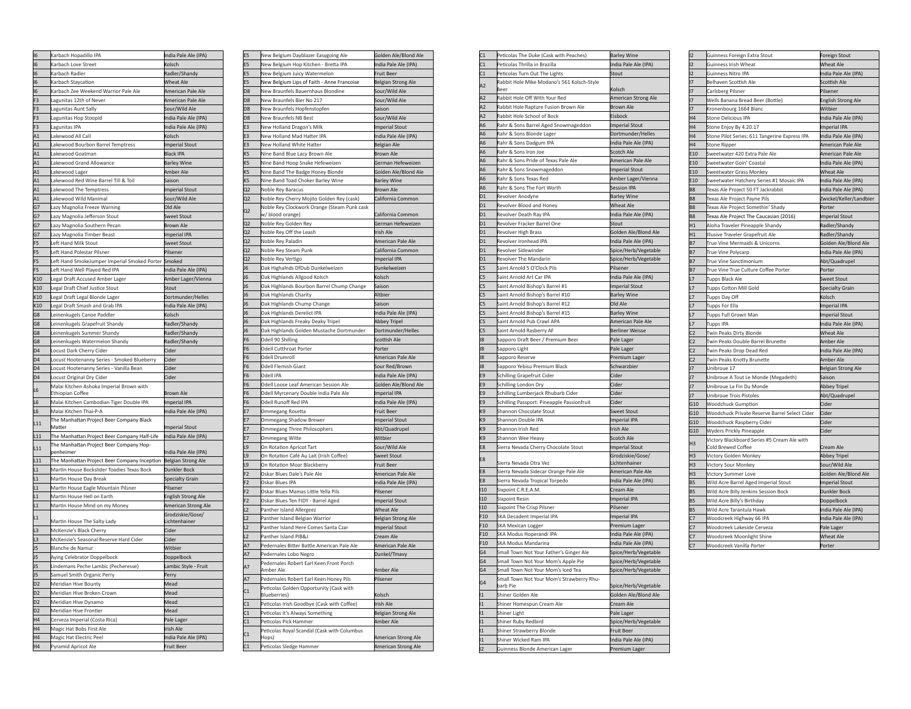| | | |
|---|---|---|
| I6 | Karbach Hopadillo IPA | India Pale Ale (IPA) |
| I6 | Karbach Love Street | Kolsch |
| I6 | Karbach Radler | Radler/Shandy |
| I6 | Karbach Staycation | Wheat Ale |
| I6 | Karbach Zee Weekend Warrior Pale Ale | American Pale Ale |
| F3 | Lagunitas 12th of Never | American Pale Ale |
| F3 | Lagunitas Aunt Sally | Sour/Wild Ale |
| F3 | Lagunitas Hop Stoopid | India Pale Ale (IPA) |
| F3 | Lagunitas IPA | India Pale Ale (IPA) |
| A1 | Lakewood All Call | Kolsch |
| A1 | Lakewood Bourbon Barrel Temptress | Imperial Stout |
| A1 | Lakewood Goatman | Black IPA |
| A1 | Lakewood Grand Allowance | Barley Wine |
| A1 | Lakewood Lager | Amber Ale |
| A1 | Lakewood Red Wine Barrel Till & Toil | Saison |
| A1 | Lakewood The Temptress | Imperial Stout |
| A1 | Lakewood Wild Manimal | Sour/Wild Ale |
| G7 | Lazy Magnolia Freeze Warning | Old Ale |
| G7 | Lazy Magnolia Jefferson Stout | Sweet Stout |
| G7 | Lazy Magnolia Southern Pecan | Brown Ale |
| G7 | Lazy Magnolia Timber Beast | Imperial IPA |
| F5 | Left Hand Milk Stout | Sweet Stout |
| F5 | Left Hand Polestar Pilsner | Pilsener |
| F5 | Left Hand SmokeJumper Imperial Smoked Porter | Smoked |
| F5 | Left Hand Well Played Red IPA | India Pale Ale (IPA) |
| K10 | Legal Draft Accused Amber Lager | Amber Lager/Vienna |
| K10 | Legal Draft Chief Justice Stout | Stout |
| K10 | Legal Draft Legal Blonde Lager | Dortmunder/Helles |
| K10 | Legal Draft Smash and Grab IPA | India Pale Ale (IPA) |
| G8 | Leinenkugels Canoe Paddler | Kolsch |
| G8 | Leinenkugels Grapefruit Shandy | Radler/Shandy |
| G8 | Leinenkugels Summer Shandy | Radler/Shandy |
| G8 | Leinenkugels Watermelon Shandy | Radler/Shandy |
| D4 | Locust Dark Cherry Cider | Cider |
| D4 | Locust Hootenanny Series - Smoked Blueberry | Cider |
| D4 | Locust Hootenanny Series - Vanilla Bean | Cider |
| D4 | Locust Original Dry Cider | Cider |
| L6 | Malai Kitchen Ashoka Imperial Brown with Ethiopian Coffee | Brown Ale |
| L6 | Malai Kitchen Cambodian Tiger Double IPA | Imperial IPA |
| L6 | Malai Kitchen Thai-P-A | India Pale Ale (IPA) |
| L11 | The Manhattan Project Beer Company Black Matter | Imperial Stout |
| L11 | The Manhattan Project Beer Company Half-Life | India Pale Ale (IPA) |
| L11 | The Manhattan Project Beer Company Hop-penheimer | India Pale Ale (IPA) |
| L11 | The Manhattan Project Beer Company Inception | Belgian Strong Ale |
| L1 | Martin House Bockslider Toadies Texas Bock | Dunkler Bock |
| L1 | Martin House Day Break | Specialty Grain |
| L1 | Martin House Eagle Mountain Pilsner | Pilsener |
| L1 | Martin House Hell on Earth | English Strong Ale |
| L1 | Martin House Mind on my Money | American Strong Ale |
| L1 | Martin House The Salty Lady | Grodziskie/Gose/ Lichtenhainer |
| L3 | McKenzie's Black Cherry | Cider |
| L3 | McKenzie's Seasonal Reserve Hard Cider | Cider |
| J5 | Blanche de Namur | Witbier |
| J5 | Aying Celebrator Doppelbock | Doppelbock |
| J5 | Lindemans Peche Lambic (Pecheresse) | Lambic Style - Fruit |
| J5 | Samuel Smith Organic Perry | Perry |
| D2 | Meridian Hive Bounty | Mead |
| D2 | Meridian Hive Broken Crown | Mead |
| D2 | Meridian Hive Dynamo | Mead |
| D2 | Meridian Hive Frontier | Mead |
| H4 | Cerveza Imperial (Costa Rica) | Pale Lager |
| H4 | Magic Hat Bobs First Ale | Irish Ale |
| H4 | Magic Hat Electric Peel | India Pale Ale (IPA) |
| H4 | Pyramid Apricot Ale | Fruit Beer |
| E5 | New Belgium Dayblazer Easygoing Ale | Golden Ale/Blond Ale |
| E5 | New Belgium Hop Kitchen - Bretta IPA | India Pale Ale (IPA) |
| E5 | New Belgium Juicy Watermelon | Fruit Beer |
| E5 | New Belgium Lips of Faith - Anne Francoise | Belgian Strong Ale |
| D8 | New Braunfels Bauernhaus Blondine | Sour/Wild Ale |
| D8 | New Braunfels Bier No 217 | Sour/Wild Ale |
| D8 | New Braunfels Hopfenstopfen | Saison |
| D8 | New Braunfels NB Best | Sour/Wild Ale |
| E3 | New Holland Dragon's Milk | Imperial Stout |
| E3 | New Holland Mad Hatter IPA | India Pale Ale (IPA) |
| E3 | New Holland White Hatter | Belgian Ale |
| K5 | Nine Band Blue Lacy Brown Ale | Brown Ale |
| K5 | Nine Band Hoop Snake Hefeweizen | German Hefeweizen |
| K5 | Nine Band The Badge Honey Blonde | Golden Ale/Blond Ale |
| K5 | Nine Band Toad Choker Barley Wine | Barley Wine |
| Q2 | Noble Rey Baracus | Brown Ale |
| Q2 | Noble Rey Cherry Mojito Golden Rey (cask) | California Common |
| Q2 | Noble Rey Clockwork Orange (Steam Punk cask w/ blood orange) | California Common |
| Q2 | Noble Rey Golden Rey | German Hefeweizen |
| Q2 | Noble Rey Off the Leash | Irish Ale |
| Q2 | Noble Rey Paladin | American Pale Ale |
| Q2 | Noble Rey Steam Punk | California Common |
| Q2 | Noble Rey Vertigo | Imperial IPA |
| J6 | Oak Highalnds DfDub Dunkelweizen | Dunkelweizen |
| J6 | Oak Highlands Allgood Kolsch | Kolsch |
| J6 | Oak Highlands Bourbon Barrel Chump Change | Saison |
| J6 | Oak Highlands Charity | Altbier |
| J6 | Oak Highlands Chump Change | Saison |
| J6 | Oak Highlands Derelict IPA | India Pale Ale (IPA) |
| J6 | Oak Highlands Freaky Deaky Tripel | Abbey Tripel |
| J6 | Oak Highlands Golden Mustache Dortmunder | Dortmunder/Helles |
| F6 | Odell 90 Shilling | Scottish Ale |
| F6 | Odell Cutthroat Porter | Porter |
| F6 | Odell Drumroll | American Pale Ale |
| F6 | Odell Flemish Giant | Sour Red/Brown |
| F6 | Odell IPA | India Pale Ale (IPA) |
| F6 | Odell Loose Leaf American Session Ale | Golden Ale/Blond Ale |
| F6 | Odell Myrcenary Double India Pale Ale | Imperial IPA |
| F6 | Odell Runoff Red IPA | India Pale Ale (IPA) |
| E7 | Ommegang Rosetta | Fruit Beer |
| E7 | Ommegang Shadow Brewer | Imperial Stout |
| E7 | Ommegang Three Philosophers | Abt/Quadrupel |
| E7 | Ommegang Witte | Witbier |
| L9 | On Rotation Apricot Tart | Sour/Wild Ale |
| L9 | On Rotation Café Au Lait (Irish Coffee) | Sweet Stout |
| L9 | On Rotation Moar Blackberry | Fruit Beer |
| F2 | Oskar Blues Dale's Pale Ale | American Pale Ale |
| F2 | Oskar Blues IPA | India Pale Ale (IPA) |
| F2 | Oskar Blues Mamas Little Yella Pils | Pilsener |
| F2 | Oskar Blues Ten FIDY - Barrel Aged | Imperial Stout |
| L2 | Panther Island Allergeez | Wheat Ale |
| L2 | Panther Island Belgian Warrior | Belgian Strong Ale |
| L2 | Panther Island Here Comes Santa Czar | Imperial Stout |
| L2 | Panther Island PB&J | Cream Ale |
| A7 | Pedernales Bitter Battle American Pale Ale | American Pale Ale |
| A7 | Pedernales Lobo Negro | Dunkel/Tmavy |
| A7 | Pedernales Robert Earl Keen Front Porch Amber Ale | Amber Ale |
| A7 | Pedernales Robert Earl Keen Honey Pils | Pilsener |
| C1 | Peticolas Golden Opportunity (Cask with Blueberries) | Kolsch |
| C1 | Peticolas Irish Goodbye (Cask with Coffee) | Irish Ale |
| C1 | Peticolas It's Always Something | Belgian Strong Ale |
| C1 | Peticolas Pick Hammer | Amber Ale |
| C1 | Peticolas Royal Scandal (Cask with Columbus Hops) | American Strong Ale |
| C1 | Peticolas Sledge Hammer | American Strong Ale |
| C1 | Peticolas The Duke (Cask with Peaches) | Barley Wine |
| C1 | Peticolas Thrilla in Brazilla | India Pale Ale (IPA) |
| C1 | Peticolas Turn Out The Lights | Stout |
| A2 | Rabbit Hole Mike Modano's 561 Kolsch-Style Beer | Kolsch |
| A2 | Rabbit Hole Off With Your Red | American Strong Ale |
| A2 | Rabbit Hole Rapture Fusion Brown Ale | Brown Ale |
| A2 | Rabbit Hole School of Bock | Eisbock |
| A6 | Rahr & Sons Barrel Aged Snowmageddon | Imperial Stout |
| A6 | Rahr & Sons Blonde Lager | Dortmunder/Helles |
| A6 | Rahr & Sons Dadgum IPA | India Pale Ale (IPA) |
| A6 | Rahr & Sons Iron Joe | Scotch Ale |
| A6 | Rahr & Sons Pride of Texas Pale Ale | American Pale Ale |
| A6 | Rahr & Sons Snowmageddon | Imperial Stout |
| A6 | Rahr & Sons Texas Red | Amber Lager/Vienna |
| A6 | Rahr & Sons The Fort Worth | Session IPA |
| D1 | Revolver Anodyne | Barley Wine |
| D1 | Revolver Blood and Honey | Wheat Ale |
| D1 | Revolver Death Ray IPA | India Pale Ale (IPA) |
| D1 | Revolver Fracker Barrel One | Stout |
| D1 | Revolver High Brass | Golden Ale/Blond Ale |
| D1 | Revolver Ironhead IPA | India Pale Ale (IPA) |
| D1 | Revolver Sidewinder | Spice/Herb/Vegetable |
| D1 | Revolver The Mandarin | Spice/Herb/Vegetable |
| C5 | Saint Arnold 5 O'Clock Pils | Pilsener |
| C5 | Saint Arnold Art Car IPA | India Pale Ale (IPA) |
| C5 | Saint Arnold Bishop's Barrel #1 | Imperial Stout |
| C5 | Saint Arnold Bishop's Barrel #10 | Barley Wine |
| C5 | Saint Arnold Bishop's Barrel #12 | Old Ale |
| C5 | Saint Arnold Bishop's Barrel #15 | Barley Wine |
| C5 | Saint Arnold Pub Crawl APA | American Pale Ale |
| C5 | Saint Arnold Rasberry AF | Berliner Weisse |
| J8 | Sapporo Draft Beer / Premium Beer | Pale Lager |
| J8 | Sapporo Light | Pale Lager |
| J8 | Sapporo Reserve | Premium Lager |
| J8 | Sapporo Yebisu Premium Black | Schwarzbier |
| E9 | Schilling Grapefruit Cider | Cider |
| E9 | Schilling London Dry | Cider |
| E9 | Schilling Lumberjack Rhubarb Cider | Cider |
| E9 | Schilling Passport: Pineapple Passionfruit | Cider |
| K9 | Shannon Chocolate Stout | Sweet Stout |
| K9 | Shannon Double IPA | Imperial IPA |
| K9 | Shannon Irish Red | Irish Ale |
| K9 | Shannon Wee Heavy | Scotch Ale |
| E8 | Sierra Nevada Cherry Chocolate Stout | Imperial Stout |
| E8 | Sierra Nevada Otra Vez | Grodziskie/Gose/ Lichtenhainer |
| E8 | Sierra Nevada Sidecar Orange Pale Ale | American Pale Ale |
| E8 | Sierra Nevada Tropical Torpedo | India Pale Ale (IPA) |
| I10 | Sixpoint C.R.E.A.M. | Cream Ale |
| I10 | Sixpoint Resin | Imperial IPA |
| I10 | Sixpoint The Crisp Pilsner | Pilsener |
| F10 | SKA Decadent Imperial IPA | Imperial IPA |
| F10 | SKA Mexican Logger | Premium Lager |
| F10 | SKA Modus Hoperandi IPA | India Pale Ale (IPA) |
| F10 | SKA Modus Mandarina | India Pale Ale (IPA) |
| G4 | Small Town Not Your Father's Ginger Ale | Spice/Herb/Vegetable |
| G4 | Small Town Not Your Mom's Apple Pie | Spice/Herb/Vegetable |
| G4 | Small Town Not Your Mom's Iced Tea | Spice/Herb/Vegetable |
| G4 | Small Town Not Your Mom's Strawberry Rhu-barb Pie | Spice/Herb/Vegetable |
| I1 | Shiner Golden Ale | Golden Ale/Blond Ale |
| I1 | Shiner Homespun Cream Ale | Cream Ale |
| I1 | Shiner Light | Pale Lager |
| I1 | Shiner Ruby Redbird | Spice/Herb/Vegetable |
| I1 | Shiner Strawberry Blonde | Fruit Beer |
| I1 | Shiner Wicked Ram IPA | India Pale Ale (IPA) |
| I2 | Guinness Blonde American Lager | Premium Lager |
| I2 | Guinness Foreign Extra Stout | Foreign Stout |
| I2 | Guinness Irish Wheat | Wheat Ale |
| I2 | Guinness Nitro IPA | India Pale Ale (IPA) |
| I7 | Belhaven Scottish Ale | Scottish Ale |
| I7 | Carlsberg Pilsner | Pilsener |
| I7 | Wells Banana Bread Beer (Bottle) | English Strong Ale |
| I7 | Kronenbourg 1664 Blanc | Witbier |
| H4 | Stone Delicious IPA | India Pale Ale (IPA) |
| H4 | Stone Enjoy By 4.20.17 | Imperial IPA |
| H4 | Stone Pilot Series: 611 Tangerine Express IPA | India Pale Ale (IPA) |
| H4 | Stone Ripper | American Pale Ale |
| E10 | Sweetwater 420 Extra Pale Ale | American Pale Ale |
| E10 | Sweetwater Goin' Coastal | India Pale Ale (IPA) |
| E10 | Sweetwater Grass Monkey | Wheat Ale |
| E10 | Sweetwater Hatchery Series #1 Mosaic IPA | India Pale Ale (IPA) |
| B8 | Texas Ale Project 50 FT Jackrabbit | India Pale Ale (IPA) |
| B8 | Texas Ale Project Payne Pils | Zwickel/Keller/Landbier |
| B8 | Texas Ale Project Somethin' Shady | Porter |
| B8 | Texas Ale Project The Caucasian (2016) | Imperial Stout |
| H1 | Aloha Traveler Pineapple Shandy | Radler/Shandy |
| H1 | Illusive Traveler Grapefruit Ale | Radler/Shandy |
| B7 | True Vine Mermaids & Unicorns | Golden Ale/Blond Ale |
| B7 | True Vine Polycarp | India Pale Ale (IPA) |
| B7 | True Vine Sanctimonium | Abt/Quadrupel |
| B7 | True Vine True Culture Coffee Porter | Porter |
| L7 | Tupps Black Ale | Sweet Stout |
| L7 | Tupps Cotton Mill Gold | Specialty Grain |
| L7 | Tupps Day Off | Kolsch |
| L7 | Tupps For Ella | Imperial IPA |
| L7 | Tupps Full Grown Man | Imperial Stout |
| L7 | Tupps IPA | India Pale Ale (IPA) |
| C2 | Twin Peaks Dirty Blonde | Wheat Ale |
| C2 | Twin Peaks Double Barrel Brunette | Amber Ale |
| C2 | Twin Peaks Drop Dead Red | India Pale Ale (IPA) |
| C2 | Twin Peaks Knotty Brunette | Amber Ale |
| J7 | Unibroue 17 | Belgian Strong Ale |
| J7 | Unibroue A Tout Le Monde (Megadeth) | Saison |
| J7 | Unibroue La Fin Du Monde | Abbey Tripel |
| J7 | Unibroue Trois Pistoles | Abt/Quadrupel |
| G10 | Woodchuck Gumption | Cider |
| G10 | Woodchuck Private Reserve Barrel Select Cider | Cider |
| G10 | Woodchuck Raspberry Cider | Cider |
| G10 | Wyders Prickly Pineapple | Cider |
| H3 | Victory Blackboard Series #5 Cream Ale with Cold Brewed Coffee | Cream Ale |
| H3 | Victory Golden Monkey | Abbey Tripel |
| H3 | Victory Sour Monkey | Sour/Wild Ale |
| H3 | Victory Summer Love | Golden Ale/Blond Ale |
| B5 | Wild Acre Barrel Aged Imperial Stout | Imperial Stout |
| B5 | Wild Acre Billy Jenkins Session Bock | Dunkler Bock |
| B5 | Wild Acre Billy's Birthday | Doppelbock |
| B5 | Wild Acre Tarantula Hawk | India Pale Ale (IPA) |
| C7 | Woodcreek Highway 66 IPA | India Pale Ale (IPA) |
| C7 | Woodcreek Lakeside Cerveza | Pale Lager |
| C7 | Woodcreek Moonlight Shine | Wheat Ale |
| C7 | Woodcreek Vanilla Porter | Porter |